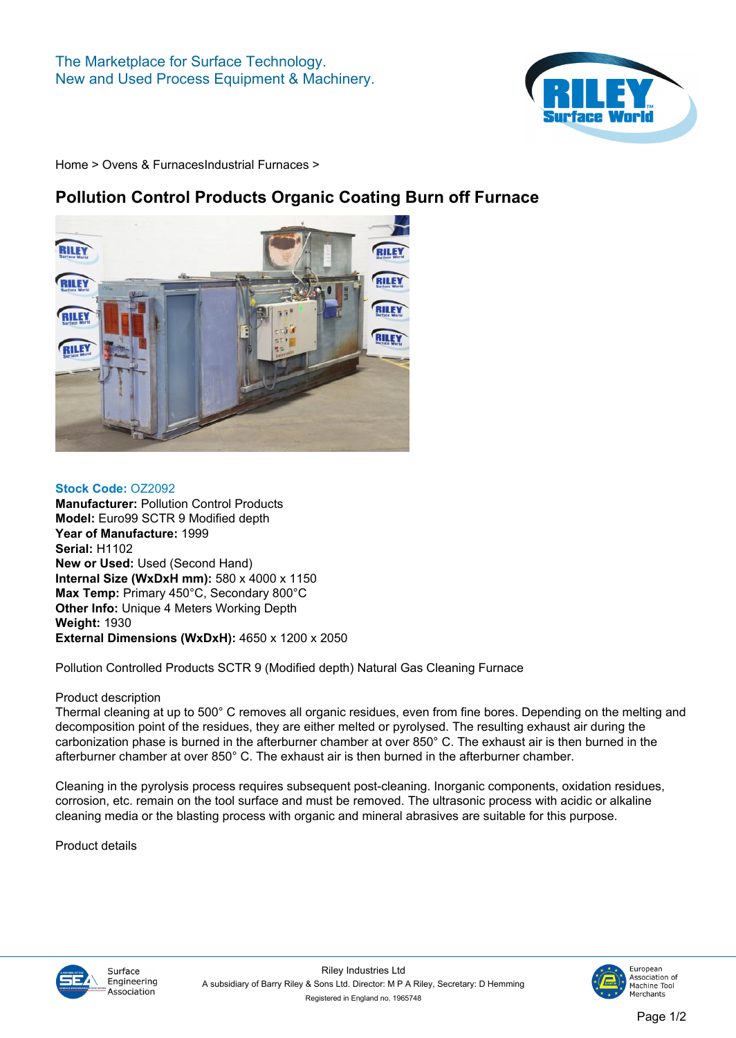The Marketplace for Surface Technology.
New and Used Process Equipment & Machinery.

Home > Ovens & FurnacesIndustrial Furnaces >

# Pollution Control Products Organic Coating Burn off Furnace

**Stock Code:** OZ2092
**Manufacturer:** Pollution Control Products
**Model:** Euro99 SCTR 9 Modified depth
**Year of Manufacture:** 1999
**Serial:** H1102
**New or Used:** Used (Second Hand)
**Internal Size (WxDxH mm):** 580 x 4000 x 1150
**Max Temp:** Primary 450°C, Secondary 800°C
**Other Info:** Unique 4 Meters Working Depth
**Weight:** 1930
**External Dimensions (WxDxH):** 4650 x 1200 x 2050

Pollution Controlled Products SCTR 9 (Modified depth) Natural Gas Cleaning Furnace

Product description
Thermal cleaning at up to 500° C removes all organic residues, even from fine bores. Depending on the melting and decomposition point of the residues, they are either melted or pyrolysed. The resulting exhaust air during the carbonization phase is burned in the afterburner chamber at over 850° C. The exhaust air is then burned in the afterburner chamber at over 850° C. The exhaust air is then burned in the afterburner chamber.

Cleaning in the pyrolysis process requires subsequent post-cleaning. Inorganic components, oxidation residues, corrosion, etc. remain on the tool surface and must be removed. The ultrasonic process with acidic or alkaline cleaning media or the blasting process with organic and mineral abrasives are suitable for this purpose.

Product details

Riley Industries Ltd
A subsidiary of Barry Riley & Sons Ltd. Director: M P A Riley, Secretary: D Hemming
Registered in England no. 1965748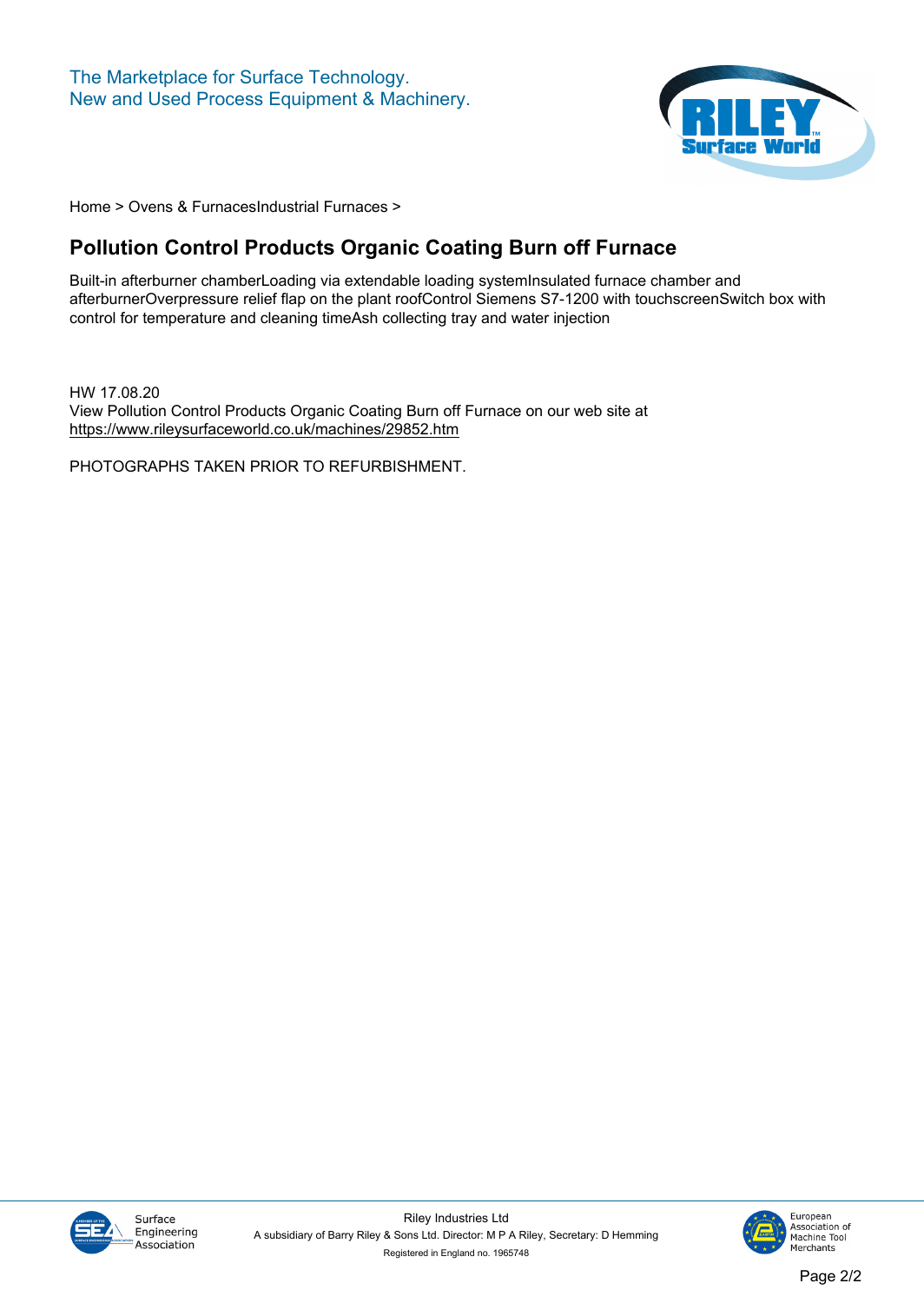The Marketplace for Surface Technology.
New and Used Process Equipment & Machinery.

Home > Ovens & FurnacesIndustrial Furnaces >

## Pollution Control Products Organic Coating Burn off Furnace

Built-in afterburner chamberLoading via extendable loading systemInsulated furnace chamber and afterburnerOverpressure relief flap on the plant roofControl Siemens S7-1200 with touchscreenSwitch box with control for temperature and cleaning timeAsh collecting tray and water injection

HW 17.08.20
View Pollution Control Products Organic Coating Burn off Furnace on our web site at
https://www.rileysurfaceworld.co.uk/machines/29852.htm

PHOTOGRAPHS TAKEN PRIOR TO REFURBISHMENT.

Riley Industries Ltd
A subsidiary of Barry Riley & Sons Ltd. Director: M P A Riley, Secretary: D Hemming
Registered in England no. 1965748